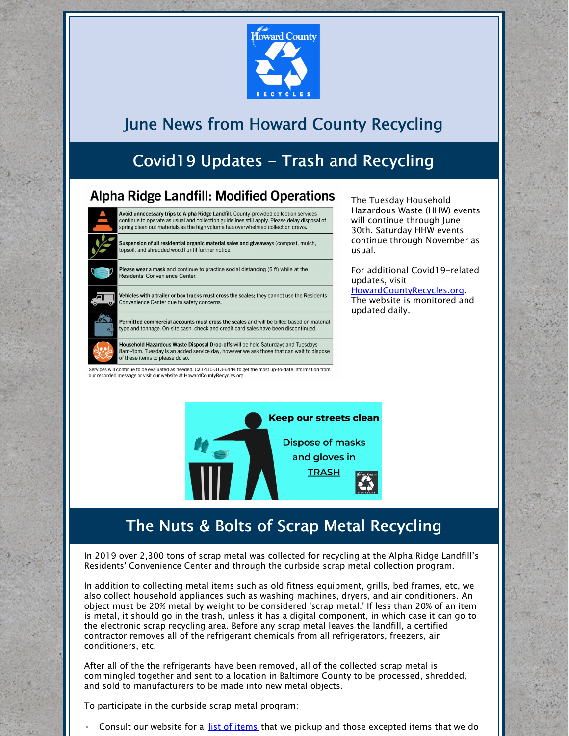# June News from Howard County Recycling

## Covid19 Updates - Trash and Recycling

### Alpha Ridge Landfill: Modified Operations

**Avoid unnecessary trips to Alpha Ridge Landfill.** County-provided collection services continue to operate as usual and collection guidelines still apply. Please delay disposal of spring clean out materials as the high volume has overwhelmed collection crews.

**Suspension of all residential organic material sales and giveaways** (compost, mulch, topsoil, and shredded wood) until further notice.

**Please wear a mask** and continue to practice social distancing (6 ft) while at the Residents' Convenience Center.

**Vehicles with a trailer or box trucks must cross the scales;** they cannot use the Residents Convenience Center due to safety concerns.

**Permitted commercial accounts must cross the scales** and will be billed based on material type and tonnage. On-site cash, check and credit card sales have been discontinued.

**Household Hazardous Waste Disposal Drop-offs** will be held Saturdays and Tuesdays 8am-4pm. Tuesday is an added service day, however we ask those that can wait to dispose of these items to please do so.

Services will continue to be evaluated as needed. Call 410-313-6444 to get the most up-to-date information from our recorded message or visit our website at HowardCountyRecycles.org.

The Tuesday Household Hazardous Waste (HHW) events will continue through June 30th. Saturday HHW events continue through November as usual.

For additional Covid19-related updates, visit [HowardCountyRecycles.org](HowardCountyRecycles.org). The website is monitored and updated daily.

---

**Keep our streets clean**

Dispose of masks and gloves in TRASH

## The Nuts & Bolts of Scrap Metal Recycling

In 2019 over 2,300 tons of scrap metal was collected for recycling at the Alpha Ridge Landfill's Residents' Convenience Center and through the curbside scrap metal collection program.

In addition to collecting metal items such as old fitness equipment, grills, bed frames, etc, we also collect household appliances such as washing machines, dryers, and air conditioners. An object must be 20% metal by weight to be considered 'scrap metal.' If less than 20% of an item is metal, it should go in the trash, unless it has a digital component, in which case it can go to the electronic scrap recycling area. Before any scrap metal leaves the landfill, a certified contractor removes all of the refrigerant chemicals from all refrigerators, freezers, air conditioners, etc.

After all of the the refrigerants have been removed, all of the collected scrap metal is commingled together and sent to a location in Baltimore County to be processed, shredded, and sold to manufacturers to be made into new metal objects.

To participate in the curbside scrap metal program:

- Consult our website for a list of items that we pickup and those excepted items that we do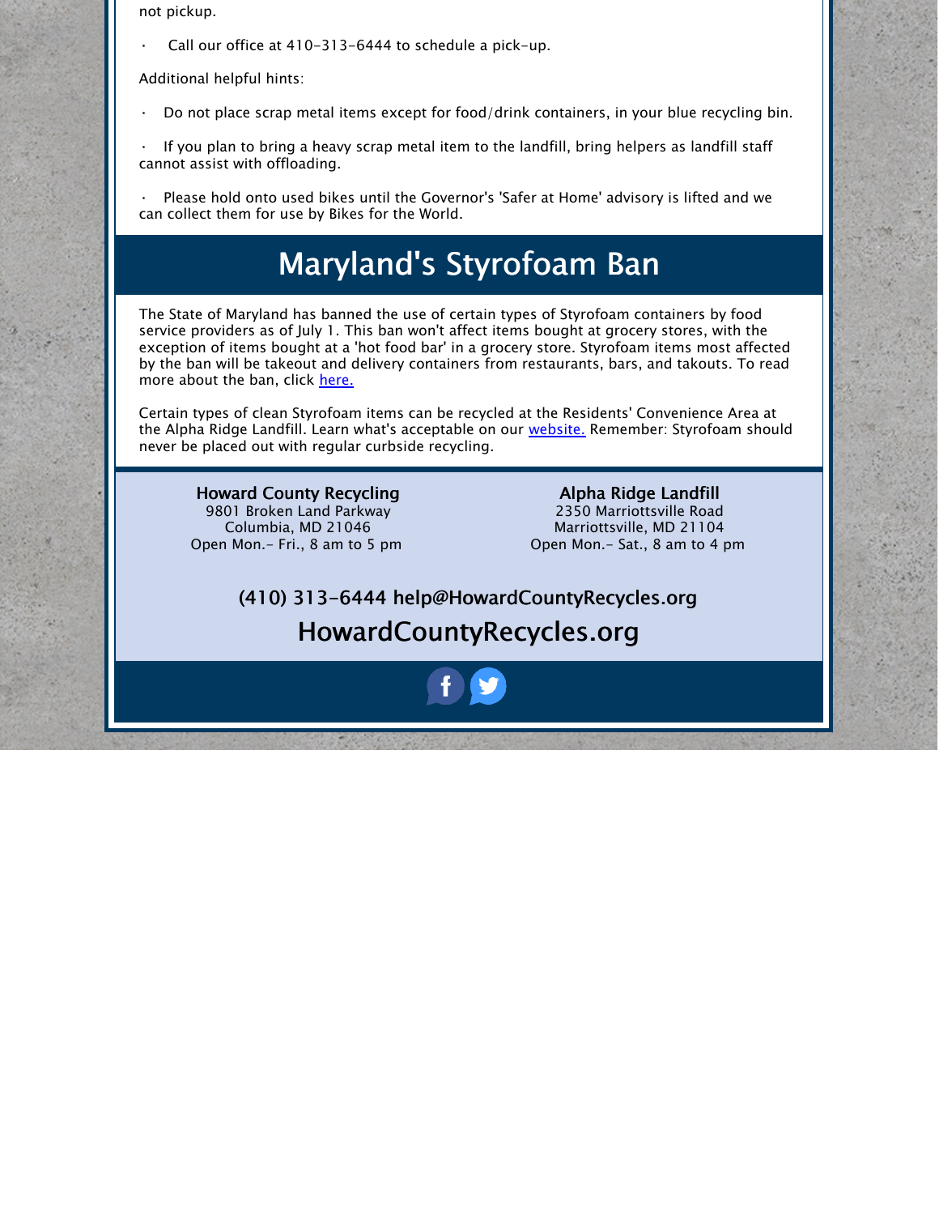not pickup.

- Call our office at 410-313-6444 to schedule a pick-up.

Additional helpful hints:

- Do not place scrap metal items except for food/drink containers, in your blue recycling bin.
- If you plan to bring a heavy scrap metal item to the landfill, bring helpers as landfill staff cannot assist with offloading.
- Please hold onto used bikes until the Governor's 'Safer at Home' advisory is lifted and we can collect them for use by Bikes for the World.

# Maryland's Styrofoam Ban

The State of Maryland has banned the use of certain types of Styrofoam containers by food service providers as of July 1. This ban won't affect items bought at grocery stores, with the exception of items bought at a 'hot food bar' in a grocery store. Styrofoam items most affected by the ban will be takeout and delivery containers from restaurants, bars, and takouts. To read more about the ban, click here.

Certain types of clean Styrofoam items can be recycled at the Residents' Convenience Area at the Alpha Ridge Landfill. Learn what's acceptable on our website. Remember: Styrofoam should never be placed out with regular curbside recycling.

**Howard County Recycling**
9801 Broken Land Parkway
Columbia, MD 21046
Open Mon.- Fri., 8 am to 5 pm

**Alpha Ridge Landfill**
2350 Marriottsville Road
Marriottsville, MD 21104
Open Mon.- Sat., 8 am to 4 pm

(410) 313-6444 help@HowardCountyRecycles.org

HowardCountyRecycles.org